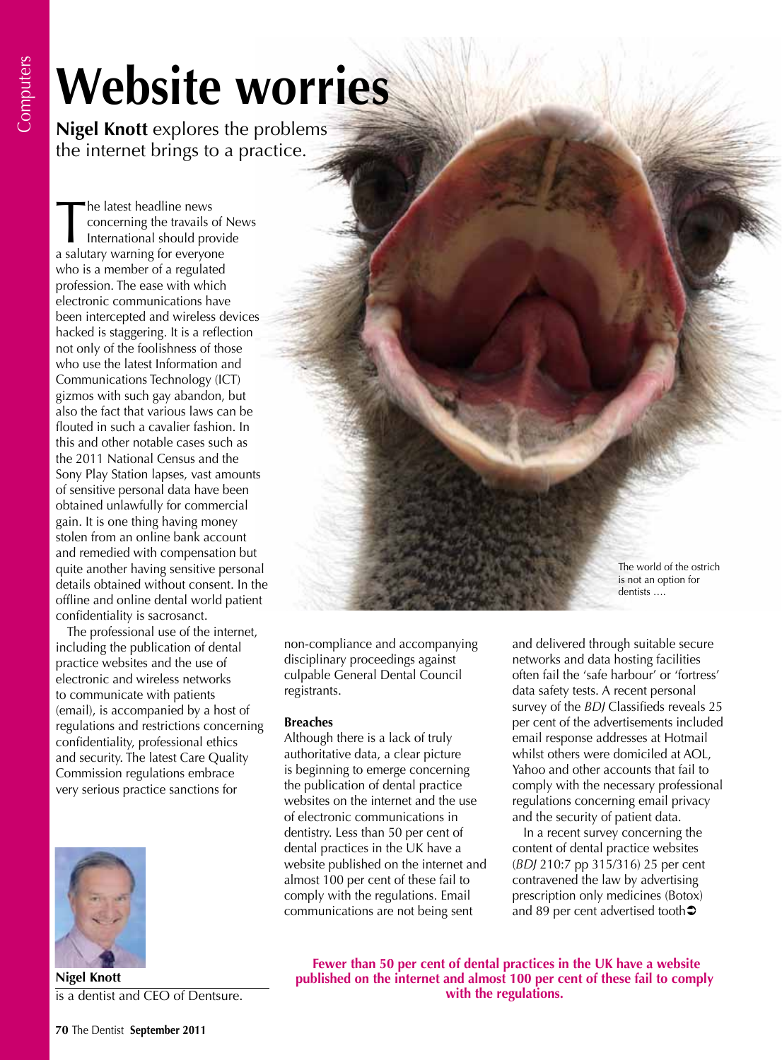# Website worries

**Nigel Knott** explores the problems the internet brings to a practice.

The latest headline news concerning the travails of News International should provide a salutary warning for everyone who is a member of a regulated profession. The ease with which electronic communications have been intercepted and wireless devices hacked is staggering. It is a reflection not only of the foolishness of those who use the latest Information and Communications Technology (ICT) gizmos with such gay abandon, but also the fact that various laws can be flouted in such a cavalier fashion. In this and other notable cases such as the 2011 National Census and the Sony Play Station lapses, vast amounts of sensitive personal data have been obtained unlawfully for commercial gain. It is one thing having money stolen from an online bank account and remedied with compensation but quite another having sensitive personal details obtained without consent. In the offline and online dental world patient confidentiality is sacrosanct.

The professional use of the internet, including the publication of dental practice websites and the use of electronic and wireless networks to communicate with patients (email), is accompanied by a host of regulations and restrictions concerning confidentiality, professional ethics and security. The latest Care Quality Commission regulations embrace very serious practice sanctions for non-compliance and accompanying disciplinary proceedings against culpable General Dental Council registrants.

The world of the ostrich is not an option for dentists ….

**Nigel Knott**
is a dentist and CEO of Dentsure.

### Breaches

Although there is a lack of truly authoritative data, a clear picture is beginning to emerge concerning the publication of dental practice websites on the internet and the use of electronic communications in dentistry. Less than 50 per cent of dental practices in the UK have a website published on the internet and almost 100 per cent of these fail to comply with the regulations. Email communications are not being sent and delivered through suitable secure networks and data hosting facilities often fail the 'safe harbour' or 'fortress' data safety tests. A recent personal survey of the *BDJ* Classifieds reveals 25 per cent of the advertisements included email response addresses at Hotmail whilst others were domiciled at AOL, Yahoo and other accounts that fail to comply with the necessary professional regulations concerning email privacy and the security of patient data.

In a recent survey concerning the content of dental practice websites (*BDJ* 210:7 pp 315/316) 25 per cent contravened the law by advertising prescription only medicines (Botox) and 89 per cent advertised tooth

**Fewer than 50 per cent of dental practices in the UK have a website published on the internet and almost 100 per cent of these fail to comply with the regulations.**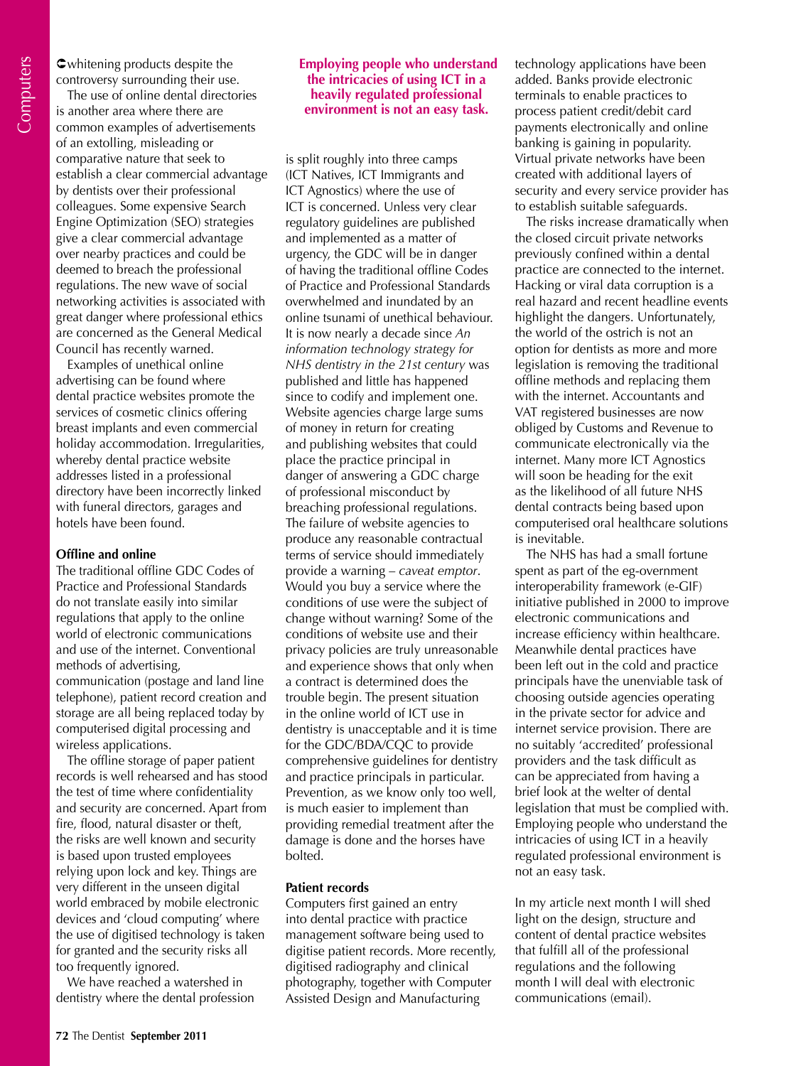whitening products despite the controversy surrounding their use.

The use of online dental directories is another area where there are common examples of advertisements of an extolling, misleading or comparative nature that seek to establish a clear commercial advantage by dentists over their professional colleagues. Some expensive Search Engine Optimization (SEO) strategies give a clear commercial advantage over nearby practices and could be deemed to breach the professional regulations. The new wave of social networking activities is associated with great danger where professional ethics are concerned as the General Medical Council has recently warned.

Examples of unethical online advertising can be found where dental practice websites promote the services of cosmetic clinics offering breast implants and even commercial holiday accommodation. Irregularities, whereby dental practice website addresses listed in a professional directory have been incorrectly linked with funeral directors, garages and hotels have been found.

### Offline and online

The traditional offline GDC Codes of Practice and Professional Standards do not translate easily into similar regulations that apply to the online world of electronic communications and use of the internet. Conventional methods of advertising, communication (postage and land line telephone), patient record creation and storage are all being replaced today by computerised digital processing and wireless applications.

The offline storage of paper patient records is well rehearsed and has stood the test of time where confidentiality and security are concerned. Apart from fire, flood, natural disaster or theft, the risks are well known and security is based upon trusted employees relying upon lock and key. Things are very different in the unseen digital world embraced by mobile electronic devices and 'cloud computing' where the use of digitised technology is taken for granted and the security risks all too frequently ignored.

We have reached a watershed in dentistry where the dental profession is split roughly into three camps (ICT Natives, ICT Immigrants and ICT Agnostics) where the use of ICT is concerned. Unless very clear regulatory guidelines are published and implemented as a matter of urgency, the GDC will be in danger of having the traditional offline Codes of Practice and Professional Standards overwhelmed and inundated by an online tsunami of unethical behaviour. It is now nearly a decade since *An information technology strategy for NHS dentistry in the 21st century* was published and little has happened since to codify and implement one. Website agencies charge large sums of money in return for creating and publishing websites that could place the practice principal in danger of answering a GDC charge of professional misconduct by breaching professional regulations. The failure of website agencies to produce any reasonable contractual terms of service should immediately provide a warning – *caveat emptor*. Would you buy a service where the conditions of use were the subject of change without warning? Some of the conditions of website use and their privacy policies are truly unreasonable and experience shows that only when a contract is determined does the trouble begin. The present situation in the online world of ICT use in dentistry is unacceptable and it is time for the GDC/BDA/CQC to provide comprehensive guidelines for dentistry and practice principals in particular. Prevention, as we know only too well, is much easier to implement than providing remedial treatment after the damage is done and the horses have bolted.

**Employing people who understand the intricacies of using ICT in a heavily regulated professional environment is not an easy task.**

### Patient records

Computers first gained an entry into dental practice with practice management software being used to digitise patient records. More recently, digitised radiography and clinical photography, together with Computer Assisted Design and Manufacturing technology applications have been added. Banks provide electronic terminals to enable practices to process patient credit/debit card payments electronically and online banking is gaining in popularity. Virtual private networks have been created with additional layers of security and every service provider has to establish suitable safeguards.

The risks increase dramatically when the closed circuit private networks previously confined within a dental practice are connected to the internet. Hacking or viral data corruption is a real hazard and recent headline events highlight the dangers. Unfortunately, the world of the ostrich is not an option for dentists as more and more legislation is removing the traditional offline methods and replacing them with the internet. Accountants and VAT registered businesses are now obliged by Customs and Revenue to communicate electronically via the internet. Many more ICT Agnostics will soon be heading for the exit as the likelihood of all future NHS dental contracts being based upon computerised oral healthcare solutions is inevitable.

The NHS has had a small fortune spent as part of the eg-overnment interoperability framework (e-GIF) initiative published in 2000 to improve electronic communications and increase efficiency within healthcare. Meanwhile dental practices have been left out in the cold and practice principals have the unenviable task of choosing outside agencies operating in the private sector for advice and internet service provision. There are no suitably 'accredited' professional providers and the task difficult as can be appreciated from having a brief look at the welter of dental legislation that must be complied with. Employing people who understand the intricacies of using ICT in a heavily regulated professional environment is not an easy task.

In my article next month I will shed light on the design, structure and content of dental practice websites that fulfill all of the professional regulations and the following month I will deal with electronic communications (email).